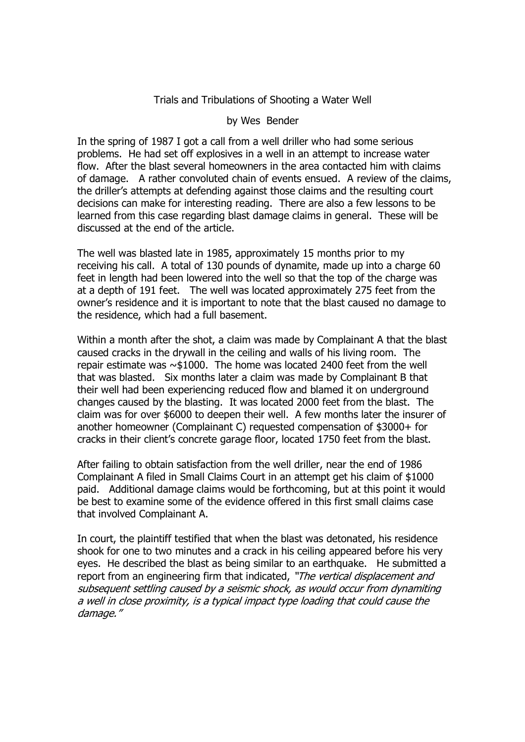# Trials and Tribulations of Shooting a Water Well

by Wes Bender

In the spring of 1987 I got a call from a well driller who had some serious problems. He had set off explosives in a well in an attempt to increase water flow. After the blast several homeowners in the area contacted him with claims of damage. A rather convoluted chain of events ensued. A review of the claims, the driller's attempts at defending against those claims and the resulting court decisions can make for interesting reading. There are also a few lessons to be learned from this case regarding blast damage claims in general. These will be discussed at the end of the article.

The well was blasted late in 1985, approximately 15 months prior to my receiving his call. A total of 130 pounds of dynamite, made up into a charge 60 feet in length had been lowered into the well so that the top of the charge was at a depth of 191 feet. The well was located approximately 275 feet from the owner's residence and it is important to note that the blast caused no damage to the residence, which had a full basement.

Within a month after the shot, a claim was made by Complainant A that the blast caused cracks in the drywall in the ceiling and walls of his living room. The repair estimate was ~$1000. The home was located 2400 feet from the well that was blasted. Six months later a claim was made by Complainant B that their well had been experiencing reduced flow and blamed it on underground changes caused by the blasting. It was located 2000 feet from the blast. The claim was for over $6000 to deepen their well. A few months later the insurer of another homeowner (Complainant C) requested compensation of $3000+ for cracks in their client's concrete garage floor, located 1750 feet from the blast.

After failing to obtain satisfaction from the well driller, near the end of 1986 Complainant A filed in Small Claims Court in an attempt get his claim of $1000 paid. Additional damage claims would be forthcoming, but at this point it would be best to examine some of the evidence offered in this first small claims case that involved Complainant A.

In court, the plaintiff testified that when the blast was detonated, his residence shook for one to two minutes and a crack in his ceiling appeared before his very eyes. He described the blast as being similar to an earthquake. He submitted a report from an engineering firm that indicated, *"The vertical displacement and subsequent settling caused by a seismic shock, as would occur from dynamiting a well in close proximity, is a typical impact type loading that could cause the damage."*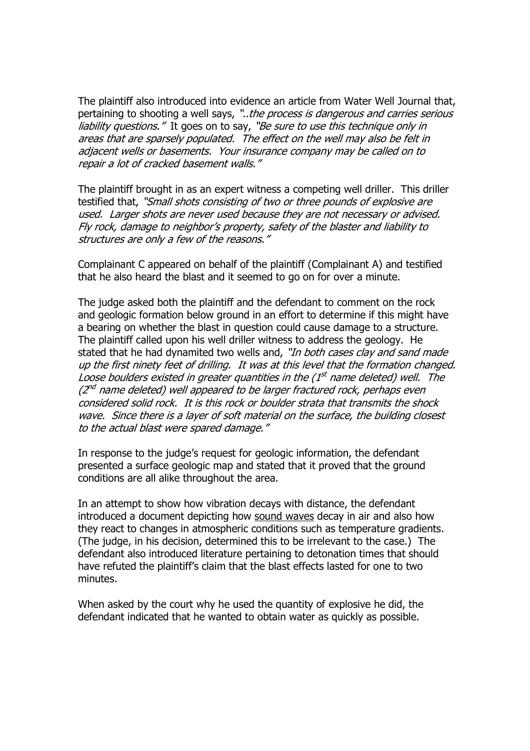The plaintiff also introduced into evidence an article from Water Well Journal that, pertaining to shooting a well says, *"..the process is dangerous and carries serious liability questions."* It goes on to say, *"Be sure to use this technique only in areas that are sparsely populated. The effect on the well may also be felt in adjacent wells or basements. Your insurance company may be called on to repair a lot of cracked basement walls."*

The plaintiff brought in as an expert witness a competing well driller. This driller testified that, *"Small shots consisting of two or three pounds of explosive are used. Larger shots are never used because they are not necessary or advised. Fly rock, damage to neighbor's property, safety of the blaster and liability to structures are only a few of the reasons."*

Complainant C appeared on behalf of the plaintiff (Complainant A) and testified that he also heard the blast and it seemed to go on for over a minute.

The judge asked both the plaintiff and the defendant to comment on the rock and geologic formation below ground in an effort to determine if this might have a bearing on whether the blast in question could cause damage to a structure. The plaintiff called upon his well driller witness to address the geology. He stated that he had dynamited two wells and, *"In both cases clay and sand made up the first ninety feet of drilling. It was at this level that the formation changed. Loose boulders existed in greater quantities in the (1st name deleted) well. The (2nd name deleted) well appeared to be larger fractured rock, perhaps even considered solid rock. It is this rock or boulder strata that transmits the shock wave. Since there is a layer of soft material on the surface, the building closest to the actual blast were spared damage."*

In response to the judge's request for geologic information, the defendant presented a surface geologic map and stated that it proved that the ground conditions are all alike throughout the area.

In an attempt to show how vibration decays with distance, the defendant introduced a document depicting how <u>sound waves</u> decay in air and also how they react to changes in atmospheric conditions such as temperature gradients. (The judge, in his decision, determined this to be irrelevant to the case.) The defendant also introduced literature pertaining to detonation times that should have refuted the plaintiff's claim that the blast effects lasted for one to two minutes.

When asked by the court why he used the quantity of explosive he did, the defendant indicated that he wanted to obtain water as quickly as possible.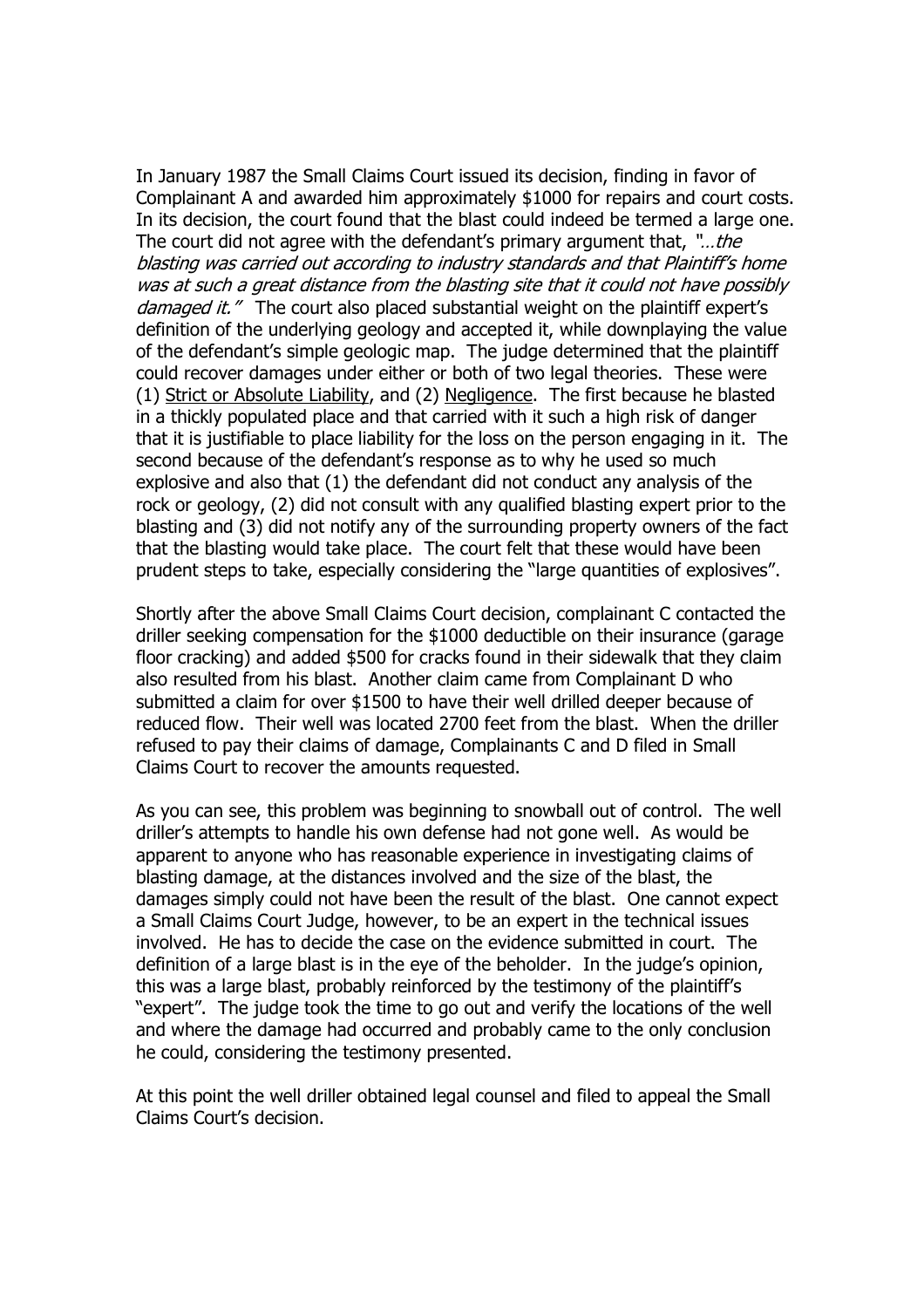In January 1987 the Small Claims Court issued its decision, finding in favor of Complainant A and awarded him approximately $1000 for repairs and court costs. In its decision, the court found that the blast could indeed be termed a large one. The court did not agree with the defendant's primary argument that, *"…the blasting was carried out according to industry standards and that Plaintiff's home was at such a great distance from the blasting site that it could not have possibly damaged it."* The court also placed substantial weight on the plaintiff expert's definition of the underlying geology and accepted it, while downplaying the value of the defendant's simple geologic map. The judge determined that the plaintiff could recover damages under either or both of two legal theories. These were (1) Strict or Absolute Liability, and (2) Negligence. The first because he blasted in a thickly populated place and that carried with it such a high risk of danger that it is justifiable to place liability for the loss on the person engaging in it. The second because of the defendant's response as to why he used so much explosive and also that (1) the defendant did not conduct any analysis of the rock or geology, (2) did not consult with any qualified blasting expert prior to the blasting and (3) did not notify any of the surrounding property owners of the fact that the blasting would take place. The court felt that these would have been prudent steps to take, especially considering the "large quantities of explosives".

Shortly after the above Small Claims Court decision, complainant C contacted the driller seeking compensation for the $1000 deductible on their insurance (garage floor cracking) and added $500 for cracks found in their sidewalk that they claim also resulted from his blast. Another claim came from Complainant D who submitted a claim for over $1500 to have their well drilled deeper because of reduced flow. Their well was located 2700 feet from the blast. When the driller refused to pay their claims of damage, Complainants C and D filed in Small Claims Court to recover the amounts requested.

As you can see, this problem was beginning to snowball out of control. The well driller's attempts to handle his own defense had not gone well. As would be apparent to anyone who has reasonable experience in investigating claims of blasting damage, at the distances involved and the size of the blast, the damages simply could not have been the result of the blast. One cannot expect a Small Claims Court Judge, however, to be an expert in the technical issues involved. He has to decide the case on the evidence submitted in court. The definition of a large blast is in the eye of the beholder. In the judge's opinion, this was a large blast, probably reinforced by the testimony of the plaintiff's "expert". The judge took the time to go out and verify the locations of the well and where the damage had occurred and probably came to the only conclusion he could, considering the testimony presented.

At this point the well driller obtained legal counsel and filed to appeal the Small Claims Court's decision.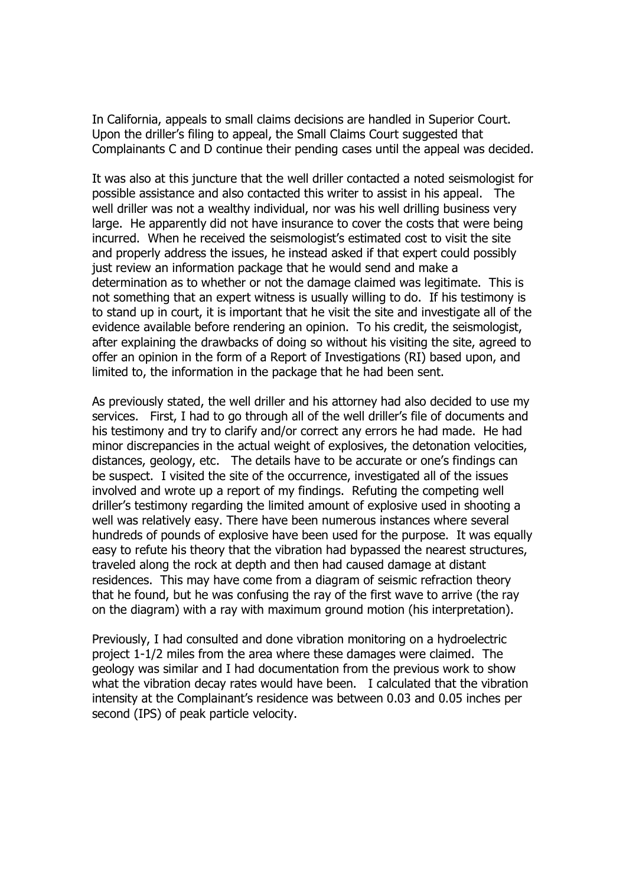In California, appeals to small claims decisions are handled in Superior Court. Upon the driller's filing to appeal, the Small Claims Court suggested that Complainants C and D continue their pending cases until the appeal was decided.

It was also at this juncture that the well driller contacted a noted seismologist for possible assistance and also contacted this writer to assist in his appeal. The well driller was not a wealthy individual, nor was his well drilling business very large. He apparently did not have insurance to cover the costs that were being incurred. When he received the seismologist's estimated cost to visit the site and properly address the issues, he instead asked if that expert could possibly just review an information package that he would send and make a determination as to whether or not the damage claimed was legitimate. This is not something that an expert witness is usually willing to do. If his testimony is to stand up in court, it is important that he visit the site and investigate all of the evidence available before rendering an opinion. To his credit, the seismologist, after explaining the drawbacks of doing so without his visiting the site, agreed to offer an opinion in the form of a Report of Investigations (RI) based upon, and limited to, the information in the package that he had been sent.

As previously stated, the well driller and his attorney had also decided to use my services. First, I had to go through all of the well driller's file of documents and his testimony and try to clarify and/or correct any errors he had made. He had minor discrepancies in the actual weight of explosives, the detonation velocities, distances, geology, etc. The details have to be accurate or one's findings can be suspect. I visited the site of the occurrence, investigated all of the issues involved and wrote up a report of my findings. Refuting the competing well driller's testimony regarding the limited amount of explosive used in shooting a well was relatively easy. There have been numerous instances where several hundreds of pounds of explosive have been used for the purpose. It was equally easy to refute his theory that the vibration had bypassed the nearest structures, traveled along the rock at depth and then had caused damage at distant residences. This may have come from a diagram of seismic refraction theory that he found, but he was confusing the ray of the first wave to arrive (the ray on the diagram) with a ray with maximum ground motion (his interpretation).

Previously, I had consulted and done vibration monitoring on a hydroelectric project 1-1/2 miles from the area where these damages were claimed. The geology was similar and I had documentation from the previous work to show what the vibration decay rates would have been. I calculated that the vibration intensity at the Complainant's residence was between 0.03 and 0.05 inches per second (IPS) of peak particle velocity.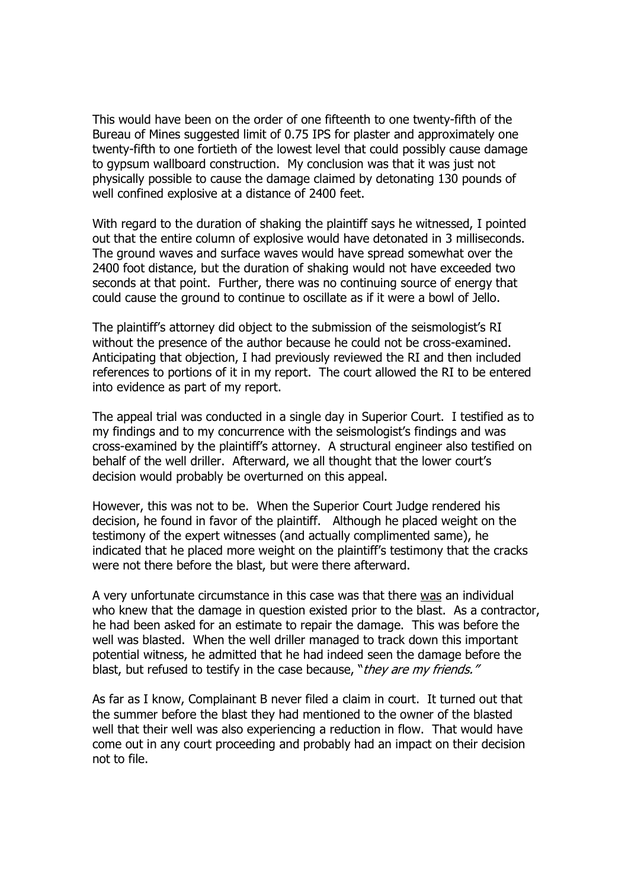This would have been on the order of one fifteenth to one twenty-fifth of the Bureau of Mines suggested limit of 0.75 IPS for plaster and approximately one twenty-fifth to one fortieth of the lowest level that could possibly cause damage to gypsum wallboard construction. My conclusion was that it was just not physically possible to cause the damage claimed by detonating 130 pounds of well confined explosive at a distance of 2400 feet.

With regard to the duration of shaking the plaintiff says he witnessed, I pointed out that the entire column of explosive would have detonated in 3 milliseconds. The ground waves and surface waves would have spread somewhat over the 2400 foot distance, but the duration of shaking would not have exceeded two seconds at that point. Further, there was no continuing source of energy that could cause the ground to continue to oscillate as if it were a bowl of Jello.

The plaintiff's attorney did object to the submission of the seismologist's RI without the presence of the author because he could not be cross-examined. Anticipating that objection, I had previously reviewed the RI and then included references to portions of it in my report. The court allowed the RI to be entered into evidence as part of my report.

The appeal trial was conducted in a single day in Superior Court. I testified as to my findings and to my concurrence with the seismologist's findings and was cross-examined by the plaintiff's attorney. A structural engineer also testified on behalf of the well driller. Afterward, we all thought that the lower court's decision would probably be overturned on this appeal.

However, this was not to be. When the Superior Court Judge rendered his decision, he found in favor of the plaintiff. Although he placed weight on the testimony of the expert witnesses (and actually complimented same), he indicated that he placed more weight on the plaintiff's testimony that the cracks were not there before the blast, but were there afterward.

A very unfortunate circumstance in this case was that there <u>was</u> an individual who knew that the damage in question existed prior to the blast. As a contractor, he had been asked for an estimate to repair the damage. This was before the well was blasted. When the well driller managed to track down this important potential witness, he admitted that he had indeed seen the damage before the blast, but refused to testify in the case because, "*they are my friends.*"

As far as I know, Complainant B never filed a claim in court. It turned out that the summer before the blast they had mentioned to the owner of the blasted well that their well was also experiencing a reduction in flow. That would have come out in any court proceeding and probably had an impact on their decision not to file.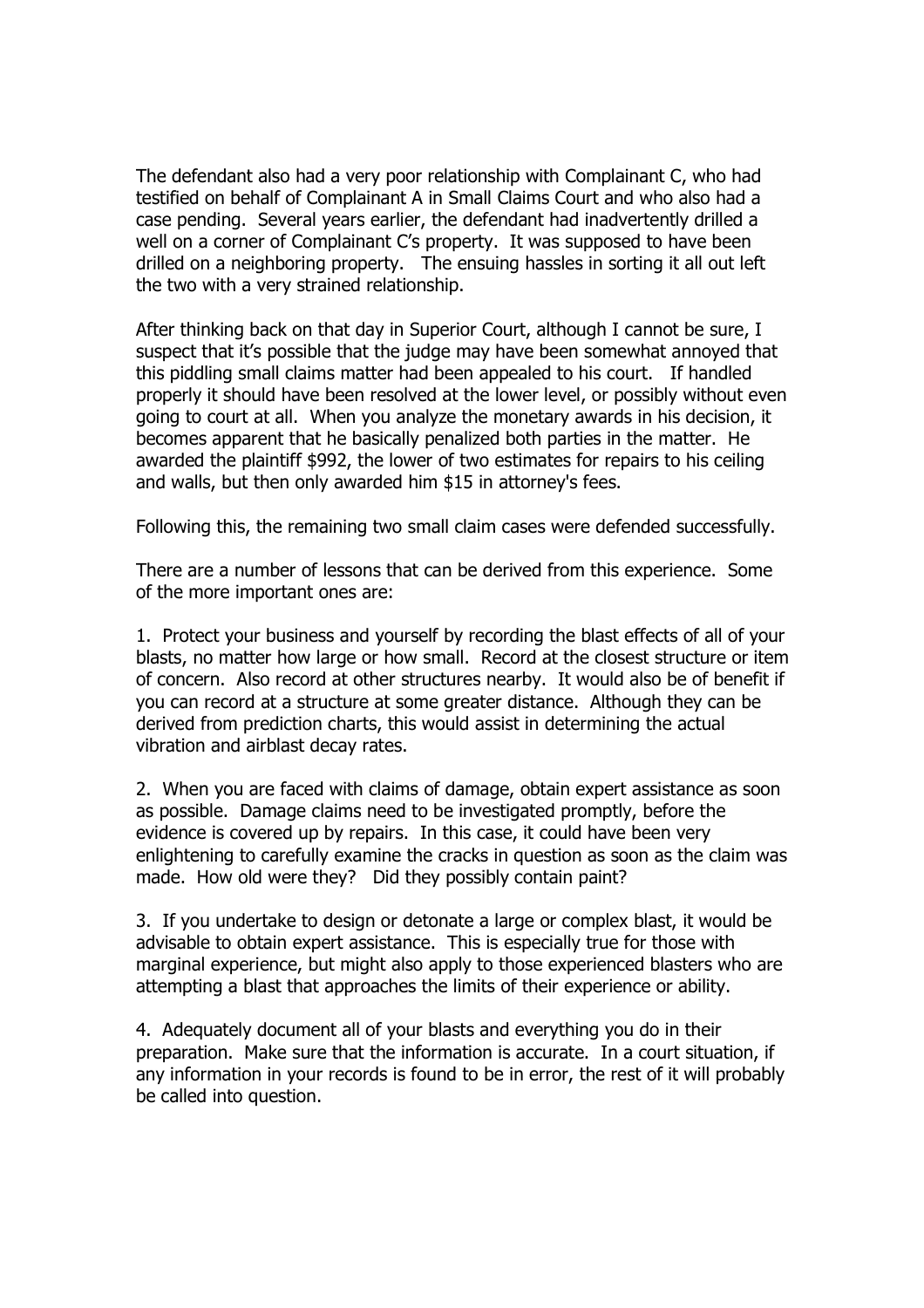The defendant also had a very poor relationship with Complainant C, who had testified on behalf of Complainant A in Small Claims Court and who also had a case pending. Several years earlier, the defendant had inadvertently drilled a well on a corner of Complainant C's property. It was supposed to have been drilled on a neighboring property. The ensuing hassles in sorting it all out left the two with a very strained relationship.

After thinking back on that day in Superior Court, although I cannot be sure, I suspect that it's possible that the judge may have been somewhat annoyed that this piddling small claims matter had been appealed to his court. If handled properly it should have been resolved at the lower level, or possibly without even going to court at all. When you analyze the monetary awards in his decision, it becomes apparent that he basically penalized both parties in the matter. He awarded the plaintiff $992, the lower of two estimates for repairs to his ceiling and walls, but then only awarded him $15 in attorney's fees.

Following this, the remaining two small claim cases were defended successfully.

There are a number of lessons that can be derived from this experience. Some of the more important ones are:

1. Protect your business and yourself by recording the blast effects of all of your blasts, no matter how large or how small. Record at the closest structure or item of concern. Also record at other structures nearby. It would also be of benefit if you can record at a structure at some greater distance. Although they can be derived from prediction charts, this would assist in determining the actual vibration and airblast decay rates.

2. When you are faced with claims of damage, obtain expert assistance as soon as possible. Damage claims need to be investigated promptly, before the evidence is covered up by repairs. In this case, it could have been very enlightening to carefully examine the cracks in question as soon as the claim was made. How old were they? Did they possibly contain paint?

3. If you undertake to design or detonate a large or complex blast, it would be advisable to obtain expert assistance. This is especially true for those with marginal experience, but might also apply to those experienced blasters who are attempting a blast that approaches the limits of their experience or ability.

4. Adequately document all of your blasts and everything you do in their preparation. Make sure that the information is accurate. In a court situation, if any information in your records is found to be in error, the rest of it will probably be called into question.